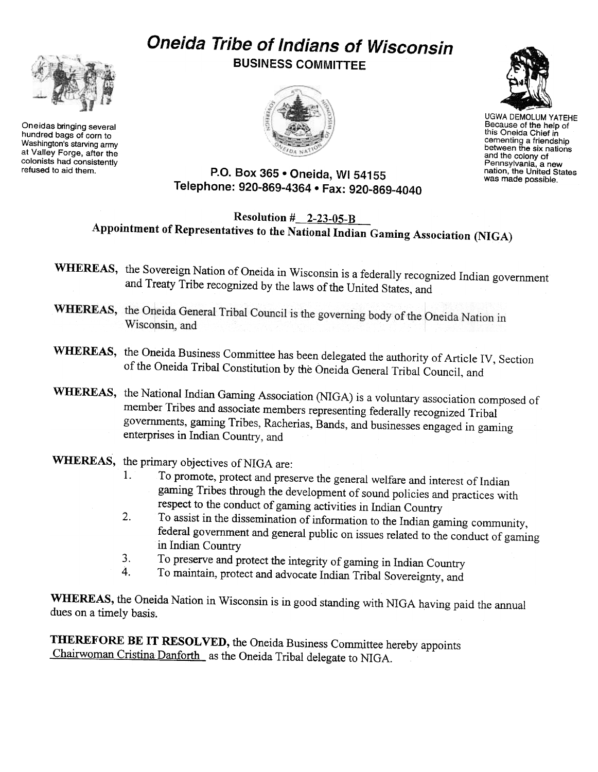# Oneida Tribe of Indians of Wisconsin

**BUSINESS COMMITTEE**

Oneidas bringing several hundred bags of corn to Washington's starving army at Valley Forge, after the colonists had consistently refused to aid them.

UGWA DEMOLUM YATEHE
Because of the help of this Oneida Chief in cementing a friendship between the six nations and the colony of Pennsylvania, a new nation, the United States was made possible.

P.O. Box 365 • Oneida, WI 54155
Telephone: 920-869-4364 • Fax: 920-869-4040

## Resolution # 2-23-05-B
## Appointment of Representatives to the National Indian Gaming Association (NIGA)

**WHEREAS,** the Sovereign Nation of Oneida in Wisconsin is a federally recognized Indian government and Treaty Tribe recognized by the laws of the United States, and

**WHEREAS,** the Oneida General Tribal Council is the governing body of the Oneida Nation in Wisconsin, and

**WHEREAS,** the Oneida Business Committee has been delegated the authority of Article IV, Section of the Oneida Tribal Constitution by the Oneida General Tribal Council, and

**WHEREAS,** the National Indian Gaming Association (NIGA) is a voluntary association composed of member Tribes and associate members representing federally recognized Tribal governments, gaming Tribes, Racherias, Bands, and businesses engaged in gaming enterprises in Indian Country, and

**WHEREAS,** the primary objectives of NIGA are:

1. To promote, protect and preserve the general welfare and interest of Indian gaming Tribes through the development of sound policies and practices with respect to the conduct of gaming activities in Indian Country
2. To assist in the dissemination of information to the Indian gaming community, federal government and general public on issues related to the conduct of gaming in Indian Country
3. To preserve and protect the integrity of gaming in Indian Country
4. To maintain, protect and advocate Indian Tribal Sovereignty, and

**WHEREAS,** the Oneida Nation in Wisconsin is in good standing with NIGA having paid the annual dues on a timely basis.

**THEREFORE BE IT RESOLVED,** the Oneida Business Committee hereby appoints Chairwoman Cristina Danforth as the Oneida Tribal delegate to NIGA.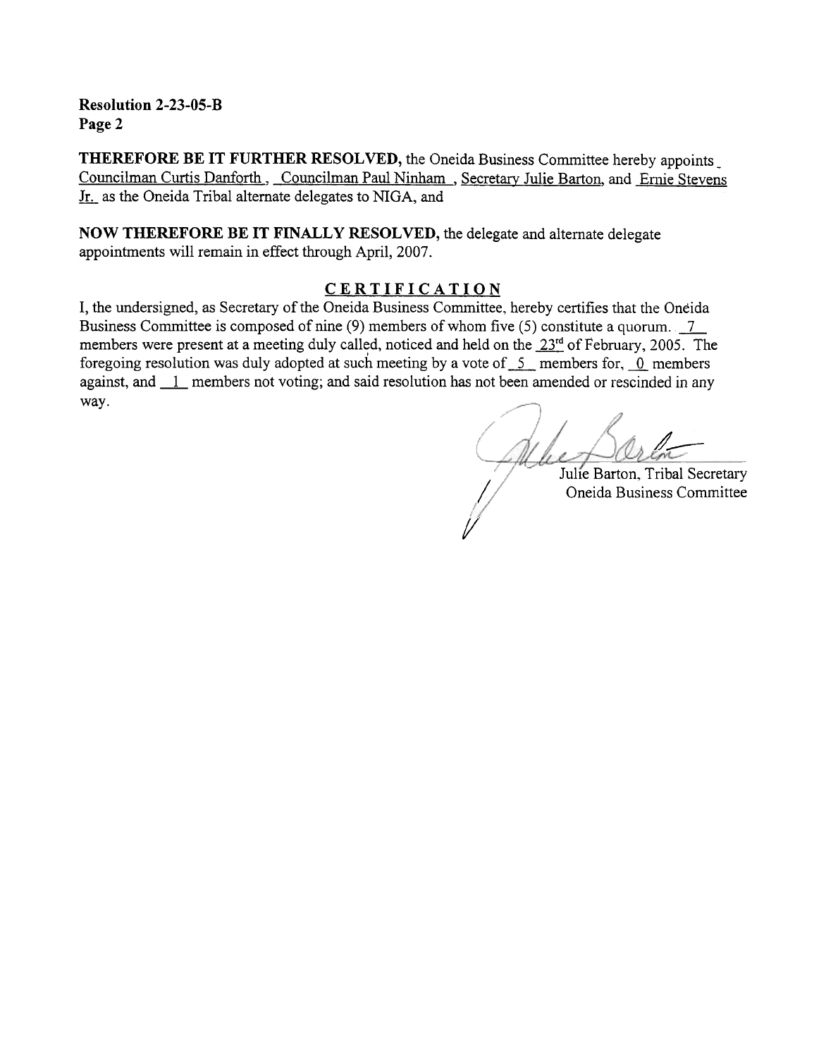**Resolution 2-23-05-B**
**Page 2**

**THEREFORE BE IT FURTHER RESOLVED,** the Oneida Business Committee hereby appoints Councilman Curtis Danforth, Councilman Paul Ninham, Secretary Julie Barton, and Ernie Stevens Jr. as the Oneida Tribal alternate delegates to NIGA, and

**NOW THEREFORE BE IT FINALLY RESOLVED,** the delegate and alternate delegate appointments will remain in effect through April, 2007.

## CERTIFICATION

I, the undersigned, as Secretary of the Oneida Business Committee, hereby certifies that the Oneida Business Committee is composed of nine (9) members of whom five (5) constitute a quorum. 7 members were present at a meeting duly called, noticed and held on the 23rd of February, 2005. The foregoing resolution was duly adopted at such meeting by a vote of 5 members for, 0 members against, and 1 members not voting; and said resolution has not been amended or rescinded in any way.

Julie Barton, Tribal Secretary
Oneida Business Committee